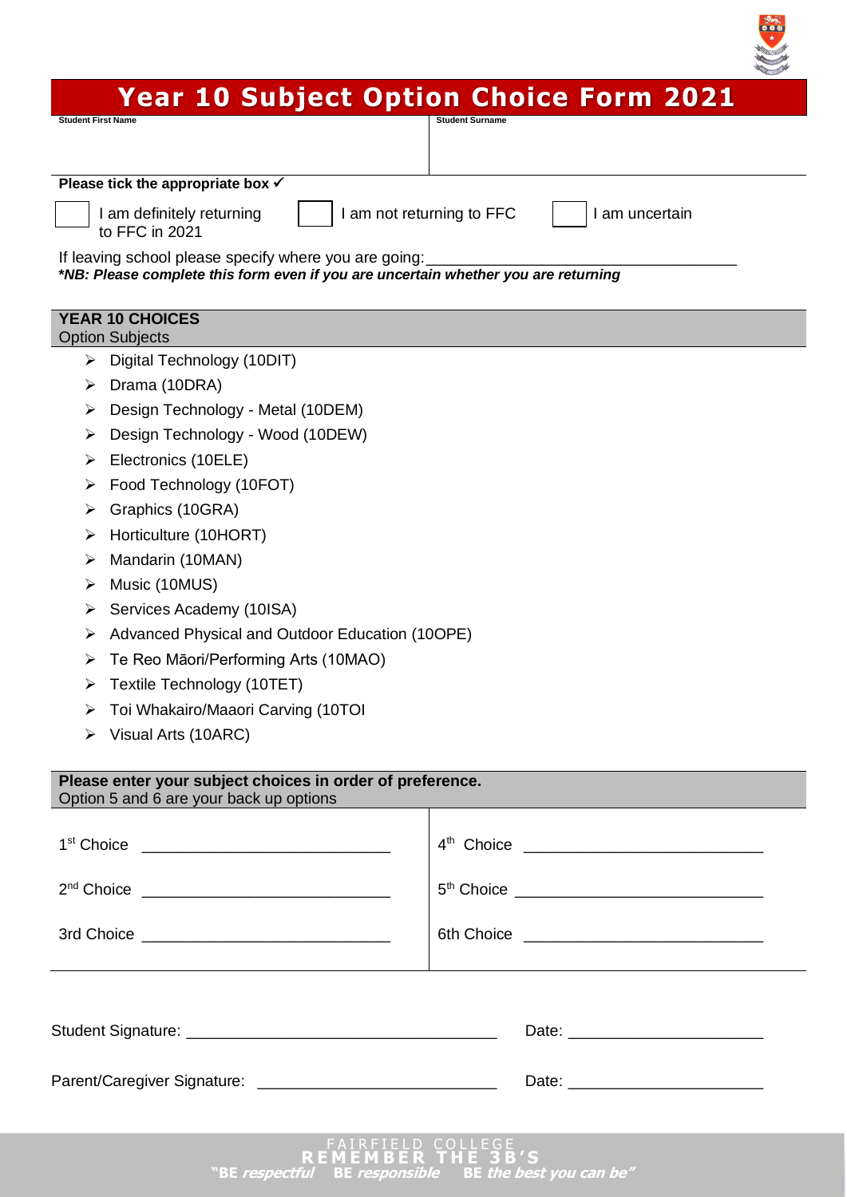# Year 10 Subject Option Choice Form 2021

| Student First Name | Student Surname |
|---|---|
| | |

**Please tick the appropriate box ✓**

☐ I am definitely returning to FFC in 2021 ☐ I am not returning to FFC ☐ I am uncertain

If leaving school please specify where you are going: ___________________________________

***NB: Please complete this form even if you are uncertain whether you are returning**

## YEAR 10 CHOICES

Option Subjects

- Digital Technology (10DIT)
- Drama (10DRA)
- Design Technology - Metal (10DEM)
- Design Technology - Wood (10DEW)
- Electronics (10ELE)
- Food Technology (10FOT)
- Graphics (10GRA)
- Horticulture (10HORT)
- Mandarin (10MAN)
- Music (10MUS)
- Services Academy (10ISA)
- Advanced Physical and Outdoor Education (10OPE)
- Te Reo Māori/Performing Arts (10MAO)
- Textile Technology (10TET)
- Toi Whakairo/Maaori Carving (10TOI
- Visual Arts (10ARC)

**Please enter your subject choices in order of preference.**
Option 5 and 6 are your back up options

| | |
|---|---|
| 1st Choice ____________________________ | 4th Choice ____________________________ |
| 2nd Choice ____________________________ | 5th Choice ____________________________ |
| 3rd Choice ____________________________ | 6th Choice ____________________________ |

Student Signature: ___________________________________ Date: ______________________

Parent/Caregiver Signature: ___________________________ Date: ______________________

FAIRFIELD COLLEGE
**REMEMBER THE 3B'S**
**"BE *respectful* BE *responsible* BE *the best you can be*"**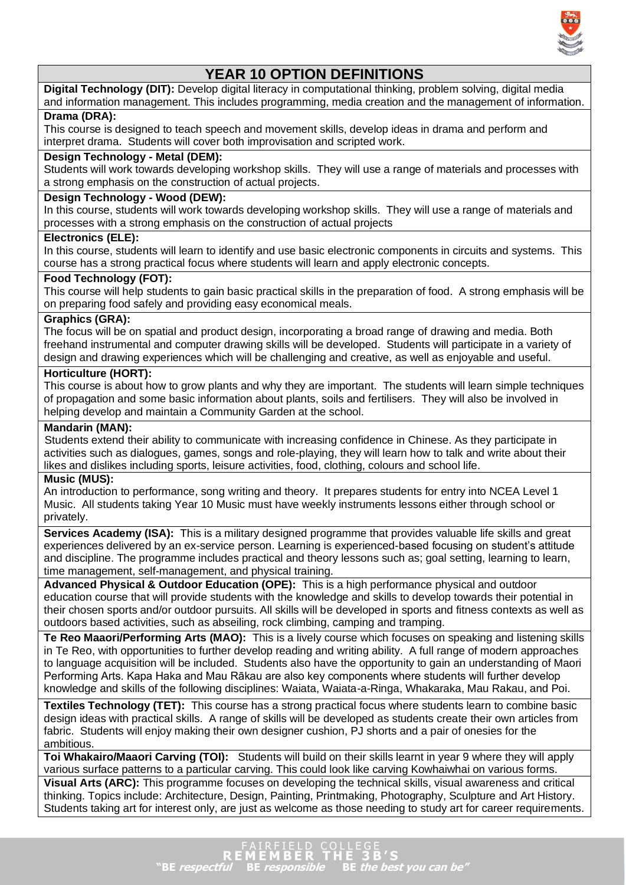# YEAR 10 OPTION DEFINITIONS

**Digital Technology (DIT):** Develop digital literacy in computational thinking, problem solving, digital media and information management. This includes programming, media creation and the management of information.

**Drama (DRA):**
This course is designed to teach speech and movement skills, develop ideas in drama and perform and interpret drama. Students will cover both improvisation and scripted work.

**Design Technology - Metal (DEM):**
Students will work towards developing workshop skills. They will use a range of materials and processes with a strong emphasis on the construction of actual projects.

**Design Technology - Wood (DEW):**
In this course, students will work towards developing workshop skills. They will use a range of materials and processes with a strong emphasis on the construction of actual projects

**Electronics (ELE):**
In this course, students will learn to identify and use basic electronic components in circuits and systems. This course has a strong practical focus where students will learn and apply electronic concepts.

**Food Technology (FOT):**
This course will help students to gain basic practical skills in the preparation of food. A strong emphasis will be on preparing food safely and providing easy economical meals.

**Graphics (GRA):**
The focus will be on spatial and product design, incorporating a broad range of drawing and media. Both freehand instrumental and computer drawing skills will be developed. Students will participate in a variety of design and drawing experiences which will be challenging and creative, as well as enjoyable and useful.

**Horticulture (HORT):**
This course is about how to grow plants and why they are important. The students will learn simple techniques of propagation and some basic information about plants, soils and fertilisers. They will also be involved in helping develop and maintain a Community Garden at the school.

**Mandarin (MAN):**
Students extend their ability to communicate with increasing confidence in Chinese. As they participate in activities such as dialogues, games, songs and role-playing, they will learn how to talk and write about their likes and dislikes including sports, leisure activities, food, clothing, colours and school life.

**Music (MUS):**
An introduction to performance, song writing and theory. It prepares students for entry into NCEA Level 1 Music. All students taking Year 10 Music must have weekly instruments lessons either through school or privately.

**Services Academy (ISA):** This is a military designed programme that provides valuable life skills and great experiences delivered by an ex-service person. Learning is experienced-based focusing on student's attitude and discipline. The programme includes practical and theory lessons such as; goal setting, learning to learn, time management, self-management, and physical training.

**Advanced Physical & Outdoor Education (OPE):** This is a high performance physical and outdoor education course that will provide students with the knowledge and skills to develop towards their potential in their chosen sports and/or outdoor pursuits. All skills will be developed in sports and fitness contexts as well as outdoors based activities, such as abseiling, rock climbing, camping and tramping.

**Te Reo Maaori/Performing Arts (MAO):** This is a lively course which focuses on speaking and listening skills in Te Reo, with opportunities to further develop reading and writing ability. A full range of modern approaches to language acquisition will be included. Students also have the opportunity to gain an understanding of Maori Performing Arts. Kapa Haka and Mau Rākau are also key components where students will further develop knowledge and skills of the following disciplines: Waiata, Waiata-a-Ringa, Whakaraka, Mau Rakau, and Poi.

**Textiles Technology (TET):** This course has a strong practical focus where students learn to combine basic design ideas with practical skills. A range of skills will be developed as students create their own articles from fabric. Students will enjoy making their own designer cushion, PJ shorts and a pair of onesies for the ambitious.

**Toi Whakairo/Maaori Carving (TOI):** Students will build on their skills learnt in year 9 where they will apply various surface patterns to a particular carving. This could look like carving Kowhaiwhai on various forms.

**Visual Arts (ARC):** This programme focuses on developing the technical skills, visual awareness and critical thinking. Topics include: Architecture, Design, Painting, Printmaking, Photography, Sculpture and Art History. Students taking art for interest only, are just as welcome as those needing to study art for career requirements.